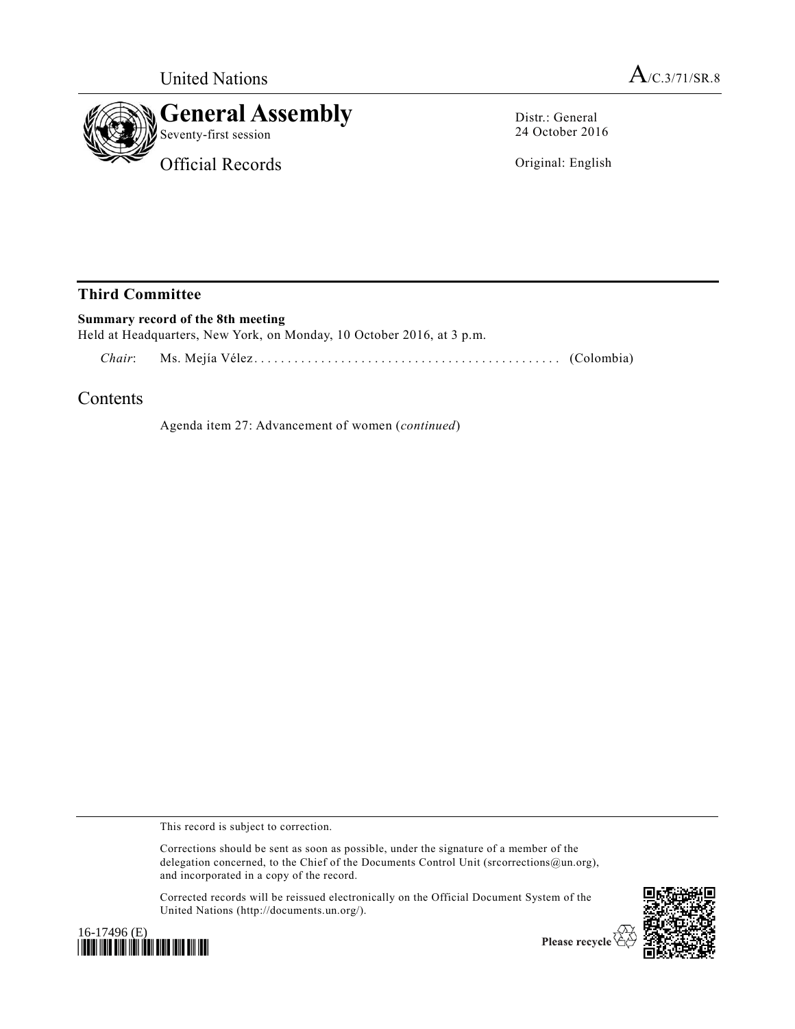United Nations

A/C.3/71/SR.8

# General Assembly

Seventy-first session

Official Records

Distr.: General
24 October 2016

Original: English

## Third Committee

**Summary record of the 8th meeting**

Held at Headquarters, New York, on Monday, 10 October 2016, at 3 p.m.

*Chair*: Ms. Mejía Vélez . . . . . . . . . . . . . . . . . . . . . . . . . . . . . . . . . . . . . . . . . . . . . . . (Colombia)

## Contents

Agenda item 27: Advancement of women (*continued*)

This record is subject to correction.

Corrections should be sent as soon as possible, under the signature of a member of the delegation concerned, to the Chief of the Documents Control Unit (srcorrections@un.org), and incorporated in a copy of the record.

Corrected records will be reissued electronically on the Official Document System of the United Nations (http://documents.un.org/).

16-17496 (E)

Please recycle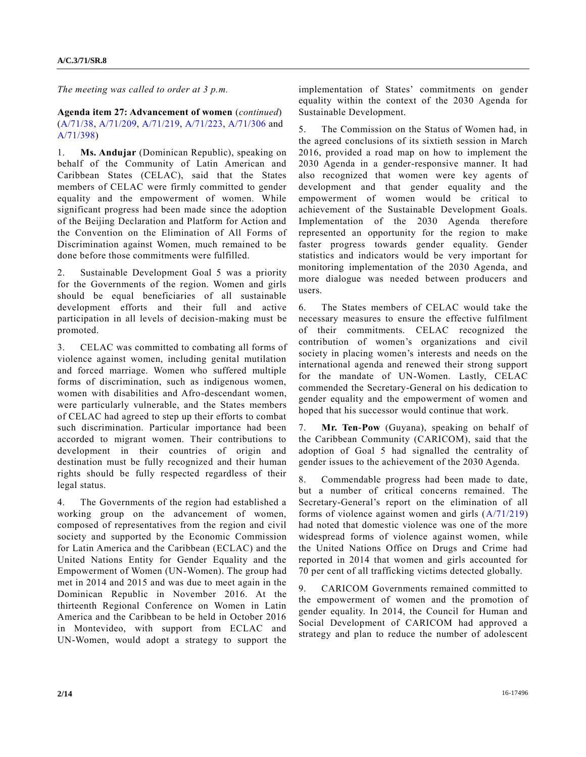*The meeting was called to order at 3 p.m.*

**Agenda item 27: Advancement of women** (*continued*) (A/71/38, A/71/209, A/71/219, A/71/223, A/71/306 and A/71/398)

1. **Ms. Andujar** (Dominican Republic), speaking on behalf of the Community of Latin American and Caribbean States (CELAC), said that the States members of CELAC were firmly committed to gender equality and the empowerment of women. While significant progress had been made since the adoption of the Beijing Declaration and Platform for Action and the Convention on the Elimination of All Forms of Discrimination against Women, much remained to be done before those commitments were fulfilled.

2. Sustainable Development Goal 5 was a priority for the Governments of the region. Women and girls should be equal beneficiaries of all sustainable development efforts and their full and active participation in all levels of decision-making must be promoted.

3. CELAC was committed to combating all forms of violence against women, including genital mutilation and forced marriage. Women who suffered multiple forms of discrimination, such as indigenous women, women with disabilities and Afro-descendant women, were particularly vulnerable, and the States members of CELAC had agreed to step up their efforts to combat such discrimination. Particular importance had been accorded to migrant women. Their contributions to development in their countries of origin and destination must be fully recognized and their human rights should be fully respected regardless of their legal status.

4. The Governments of the region had established a working group on the advancement of women, composed of representatives from the region and civil society and supported by the Economic Commission for Latin America and the Caribbean (ECLAC) and the United Nations Entity for Gender Equality and the Empowerment of Women (UN-Women). The group had met in 2014 and 2015 and was due to meet again in the Dominican Republic in November 2016. At the thirteenth Regional Conference on Women in Latin America and the Caribbean to be held in October 2016 in Montevideo, with support from ECLAC and UN-Women, would adopt a strategy to support the implementation of States' commitments on gender equality within the context of the 2030 Agenda for Sustainable Development.

5. The Commission on the Status of Women had, in the agreed conclusions of its sixtieth session in March 2016, provided a road map on how to implement the 2030 Agenda in a gender-responsive manner. It had also recognized that women were key agents of development and that gender equality and the empowerment of women would be critical to achievement of the Sustainable Development Goals. Implementation of the 2030 Agenda therefore represented an opportunity for the region to make faster progress towards gender equality. Gender statistics and indicators would be very important for monitoring implementation of the 2030 Agenda, and more dialogue was needed between producers and users.

6. The States members of CELAC would take the necessary measures to ensure the effective fulfilment of their commitments. CELAC recognized the contribution of women's organizations and civil society in placing women's interests and needs on the international agenda and renewed their strong support for the mandate of UN-Women. Lastly, CELAC commended the Secretary-General on his dedication to gender equality and the empowerment of women and hoped that his successor would continue that work.

7. **Mr. Ten-Pow** (Guyana), speaking on behalf of the Caribbean Community (CARICOM), said that the adoption of Goal 5 had signalled the centrality of gender issues to the achievement of the 2030 Agenda.

8. Commendable progress had been made to date, but a number of critical concerns remained. The Secretary-General's report on the elimination of all forms of violence against women and girls (A/71/219) had noted that domestic violence was one of the more widespread forms of violence against women, while the United Nations Office on Drugs and Crime had reported in 2014 that women and girls accounted for 70 per cent of all trafficking victims detected globally.

9. CARICOM Governments remained committed to the empowerment of women and the promotion of gender equality. In 2014, the Council for Human and Social Development of CARICOM had approved a strategy and plan to reduce the number of adolescent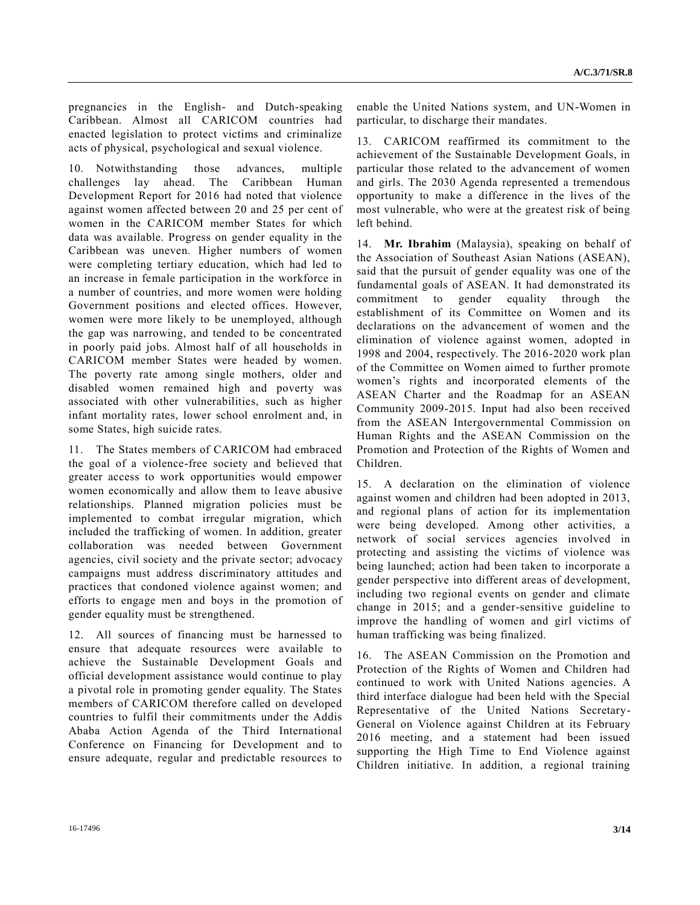pregnancies in the English- and Dutch-speaking Caribbean. Almost all CARICOM countries had enacted legislation to protect victims and criminalize acts of physical, psychological and sexual violence.

10. Notwithstanding those advances, multiple challenges lay ahead. The Caribbean Human Development Report for 2016 had noted that violence against women affected between 20 and 25 per cent of women in the CARICOM member States for which data was available. Progress on gender equality in the Caribbean was uneven. Higher numbers of women were completing tertiary education, which had led to an increase in female participation in the workforce in a number of countries, and more women were holding Government positions and elected offices. However, women were more likely to be unemployed, although the gap was narrowing, and tended to be concentrated in poorly paid jobs. Almost half of all households in CARICOM member States were headed by women. The poverty rate among single mothers, older and disabled women remained high and poverty was associated with other vulnerabilities, such as higher infant mortality rates, lower school enrolment and, in some States, high suicide rates.

11. The States members of CARICOM had embraced the goal of a violence-free society and believed that greater access to work opportunities would empower women economically and allow them to leave abusive relationships. Planned migration policies must be implemented to combat irregular migration, which included the trafficking of women. In addition, greater collaboration was needed between Government agencies, civil society and the private sector; advocacy campaigns must address discriminatory attitudes and practices that condoned violence against women; and efforts to engage men and boys in the promotion of gender equality must be strengthened.

12. All sources of financing must be harnessed to ensure that adequate resources were available to achieve the Sustainable Development Goals and official development assistance would continue to play a pivotal role in promoting gender equality. The States members of CARICOM therefore called on developed countries to fulfil their commitments under the Addis Ababa Action Agenda of the Third International Conference on Financing for Development and to ensure adequate, regular and predictable resources to enable the United Nations system, and UN-Women in particular, to discharge their mandates.

13. CARICOM reaffirmed its commitment to the achievement of the Sustainable Development Goals, in particular those related to the advancement of women and girls. The 2030 Agenda represented a tremendous opportunity to make a difference in the lives of the most vulnerable, who were at the greatest risk of being left behind.

14. **Mr. Ibrahim** (Malaysia), speaking on behalf of the Association of Southeast Asian Nations (ASEAN), said that the pursuit of gender equality was one of the fundamental goals of ASEAN. It had demonstrated its commitment to gender equality through the establishment of its Committee on Women and its declarations on the advancement of women and the elimination of violence against women, adopted in 1998 and 2004, respectively. The 2016-2020 work plan of the Committee on Women aimed to further promote women's rights and incorporated elements of the ASEAN Charter and the Roadmap for an ASEAN Community 2009-2015. Input had also been received from the ASEAN Intergovernmental Commission on Human Rights and the ASEAN Commission on the Promotion and Protection of the Rights of Women and Children.

15. A declaration on the elimination of violence against women and children had been adopted in 2013, and regional plans of action for its implementation were being developed. Among other activities, a network of social services agencies involved in protecting and assisting the victims of violence was being launched; action had been taken to incorporate a gender perspective into different areas of development, including two regional events on gender and climate change in 2015; and a gender-sensitive guideline to improve the handling of women and girl victims of human trafficking was being finalized.

16. The ASEAN Commission on the Promotion and Protection of the Rights of Women and Children had continued to work with United Nations agencies. A third interface dialogue had been held with the Special Representative of the United Nations Secretary-General on Violence against Children at its February 2016 meeting, and a statement had been issued supporting the High Time to End Violence against Children initiative. In addition, a regional training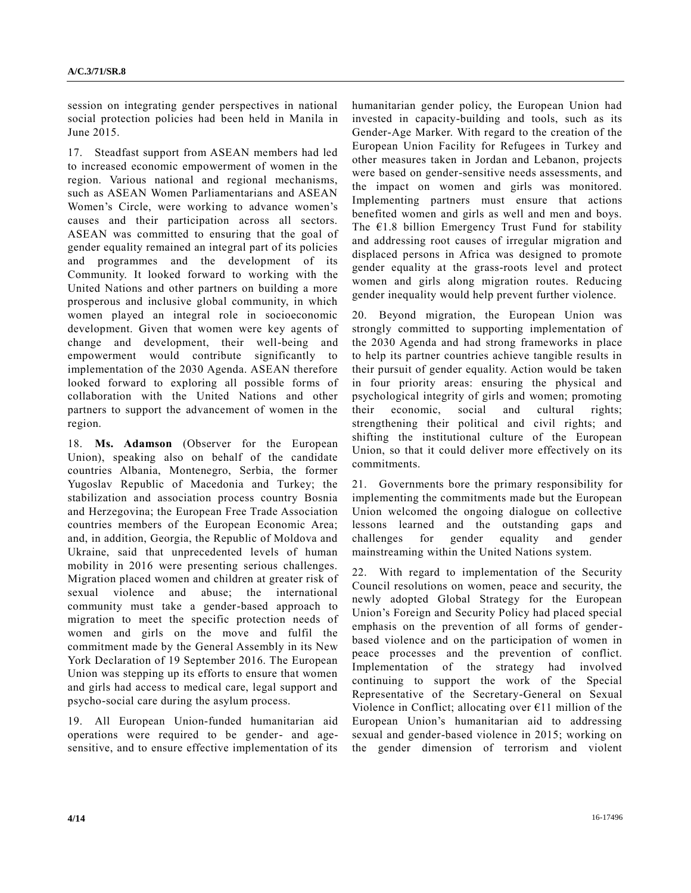session on integrating gender perspectives in national social protection policies had been held in Manila in June 2015.

17. Steadfast support from ASEAN members had led to increased economic empowerment of women in the region. Various national and regional mechanisms, such as ASEAN Women Parliamentarians and ASEAN Women's Circle, were working to advance women's causes and their participation across all sectors. ASEAN was committed to ensuring that the goal of gender equality remained an integral part of its policies and programmes and the development of its Community. It looked forward to working with the United Nations and other partners on building a more prosperous and inclusive global community, in which women played an integral role in socioeconomic development. Given that women were key agents of change and development, their well-being and empowerment would contribute significantly to implementation of the 2030 Agenda. ASEAN therefore looked forward to exploring all possible forms of collaboration with the United Nations and other partners to support the advancement of women in the region.

18. **Ms. Adamson** (Observer for the European Union), speaking also on behalf of the candidate countries Albania, Montenegro, Serbia, the former Yugoslav Republic of Macedonia and Turkey; the stabilization and association process country Bosnia and Herzegovina; the European Free Trade Association countries members of the European Economic Area; and, in addition, Georgia, the Republic of Moldova and Ukraine, said that unprecedented levels of human mobility in 2016 were presenting serious challenges. Migration placed women and children at greater risk of sexual violence and abuse; the international community must take a gender-based approach to migration to meet the specific protection needs of women and girls on the move and fulfil the commitment made by the General Assembly in its New York Declaration of 19 September 2016. The European Union was stepping up its efforts to ensure that women and girls had access to medical care, legal support and psycho-social care during the asylum process.

19. All European Union-funded humanitarian aid operations were required to be gender- and age-sensitive, and to ensure effective implementation of its humanitarian gender policy, the European Union had invested in capacity-building and tools, such as its Gender-Age Marker. With regard to the creation of the European Union Facility for Refugees in Turkey and other measures taken in Jordan and Lebanon, projects were based on gender-sensitive needs assessments, and the impact on women and girls was monitored. Implementing partners must ensure that actions benefited women and girls as well and men and boys. The €1.8 billion Emergency Trust Fund for stability and addressing root causes of irregular migration and displaced persons in Africa was designed to promote gender equality at the grass-roots level and protect women and girls along migration routes. Reducing gender inequality would help prevent further violence.

20. Beyond migration, the European Union was strongly committed to supporting implementation of the 2030 Agenda and had strong frameworks in place to help its partner countries achieve tangible results in their pursuit of gender equality. Action would be taken in four priority areas: ensuring the physical and psychological integrity of girls and women; promoting their economic, social and cultural rights; strengthening their political and civil rights; and shifting the institutional culture of the European Union, so that it could deliver more effectively on its commitments.

21. Governments bore the primary responsibility for implementing the commitments made but the European Union welcomed the ongoing dialogue on collective lessons learned and the outstanding gaps and challenges for gender equality and gender mainstreaming within the United Nations system.

22. With regard to implementation of the Security Council resolutions on women, peace and security, the newly adopted Global Strategy for the European Union's Foreign and Security Policy had placed special emphasis on the prevention of all forms of gender-based violence and on the participation of women in peace processes and the prevention of conflict. Implementation of the strategy had involved continuing to support the work of the Special Representative of the Secretary-General on Sexual Violence in Conflict; allocating over €11 million of the European Union's humanitarian aid to addressing sexual and gender-based violence in 2015; working on the gender dimension of terrorism and violent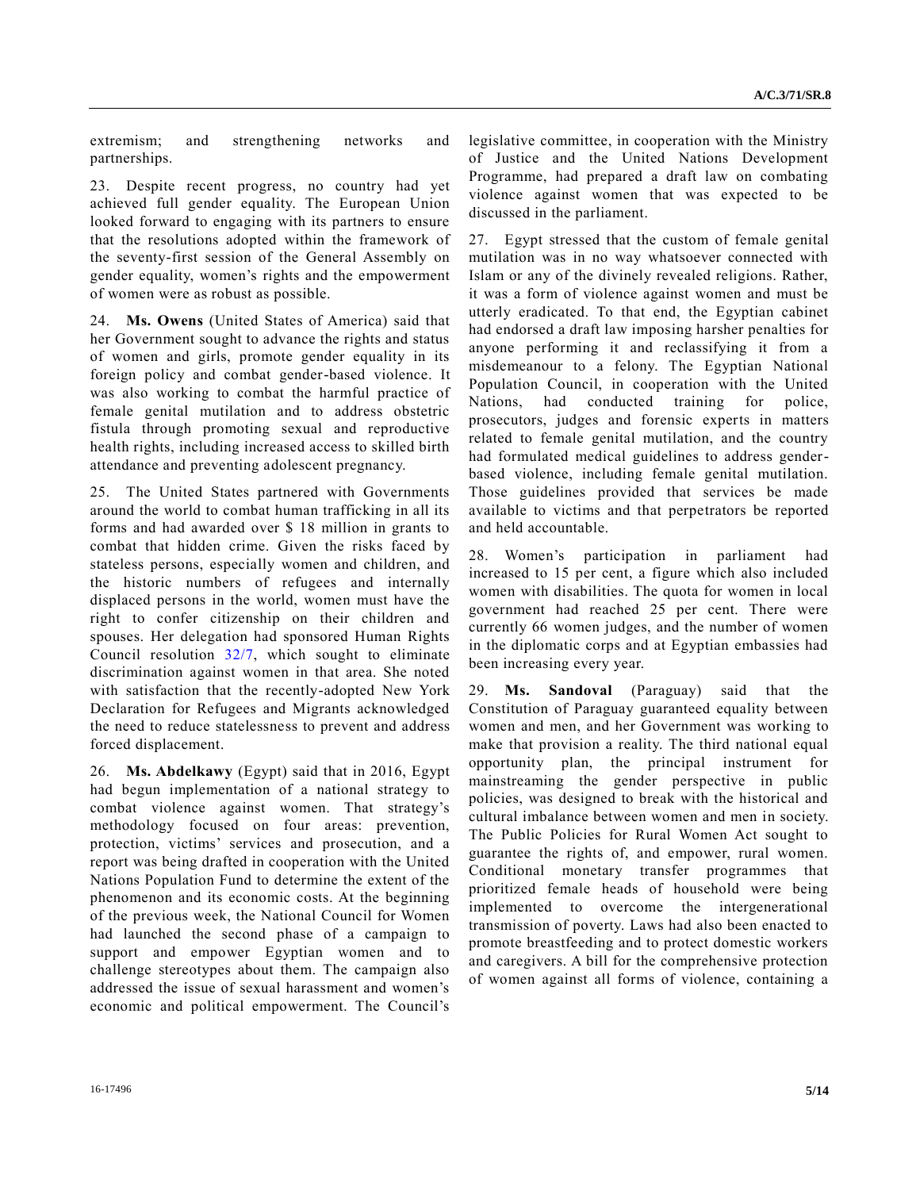extremism; and strengthening networks and partnerships.

23. Despite recent progress, no country had yet achieved full gender equality. The European Union looked forward to engaging with its partners to ensure that the resolutions adopted within the framework of the seventy-first session of the General Assembly on gender equality, women's rights and the empowerment of women were as robust as possible.

24. **Ms. Owens** (United States of America) said that her Government sought to advance the rights and status of women and girls, promote gender equality in its foreign policy and combat gender-based violence. It was also working to combat the harmful practice of female genital mutilation and to address obstetric fistula through promoting sexual and reproductive health rights, including increased access to skilled birth attendance and preventing adolescent pregnancy.

25. The United States partnered with Governments around the world to combat human trafficking in all its forms and had awarded over $ 18 million in grants to combat that hidden crime. Given the risks faced by stateless persons, especially women and children, and the historic numbers of refugees and internally displaced persons in the world, women must have the right to confer citizenship on their children and spouses. Her delegation had sponsored Human Rights Council resolution 32/7, which sought to eliminate discrimination against women in that area. She noted with satisfaction that the recently-adopted New York Declaration for Refugees and Migrants acknowledged the need to reduce statelessness to prevent and address forced displacement.

26. **Ms. Abdelkawy** (Egypt) said that in 2016, Egypt had begun implementation of a national strategy to combat violence against women. That strategy's methodology focused on four areas: prevention, protection, victims' services and prosecution, and a report was being drafted in cooperation with the United Nations Population Fund to determine the extent of the phenomenon and its economic costs. At the beginning of the previous week, the National Council for Women had launched the second phase of a campaign to support and empower Egyptian women and to challenge stereotypes about them. The campaign also addressed the issue of sexual harassment and women's economic and political empowerment. The Council's legislative committee, in cooperation with the Ministry of Justice and the United Nations Development Programme, had prepared a draft law on combating violence against women that was expected to be discussed in the parliament.

27. Egypt stressed that the custom of female genital mutilation was in no way whatsoever connected with Islam or any of the divinely revealed religions. Rather, it was a form of violence against women and must be utterly eradicated. To that end, the Egyptian cabinet had endorsed a draft law imposing harsher penalties for anyone performing it and reclassifying it from a misdemeanour to a felony. The Egyptian National Population Council, in cooperation with the United Nations, had conducted training for police, prosecutors, judges and forensic experts in matters related to female genital mutilation, and the country had formulated medical guidelines to address gender-based violence, including female genital mutilation. Those guidelines provided that services be made available to victims and that perpetrators be reported and held accountable.

28. Women's participation in parliament had increased to 15 per cent, a figure which also included women with disabilities. The quota for women in local government had reached 25 per cent. There were currently 66 women judges, and the number of women in the diplomatic corps and at Egyptian embassies had been increasing every year.

29. **Ms. Sandoval** (Paraguay) said that the Constitution of Paraguay guaranteed equality between women and men, and her Government was working to make that provision a reality. The third national equal opportunity plan, the principal instrument for mainstreaming the gender perspective in public policies, was designed to break with the historical and cultural imbalance between women and men in society. The Public Policies for Rural Women Act sought to guarantee the rights of, and empower, rural women. Conditional monetary transfer programmes that prioritized female heads of household were being implemented to overcome the intergenerational transmission of poverty. Laws had also been enacted to promote breastfeeding and to protect domestic workers and caregivers. A bill for the comprehensive protection of women against all forms of violence, containing a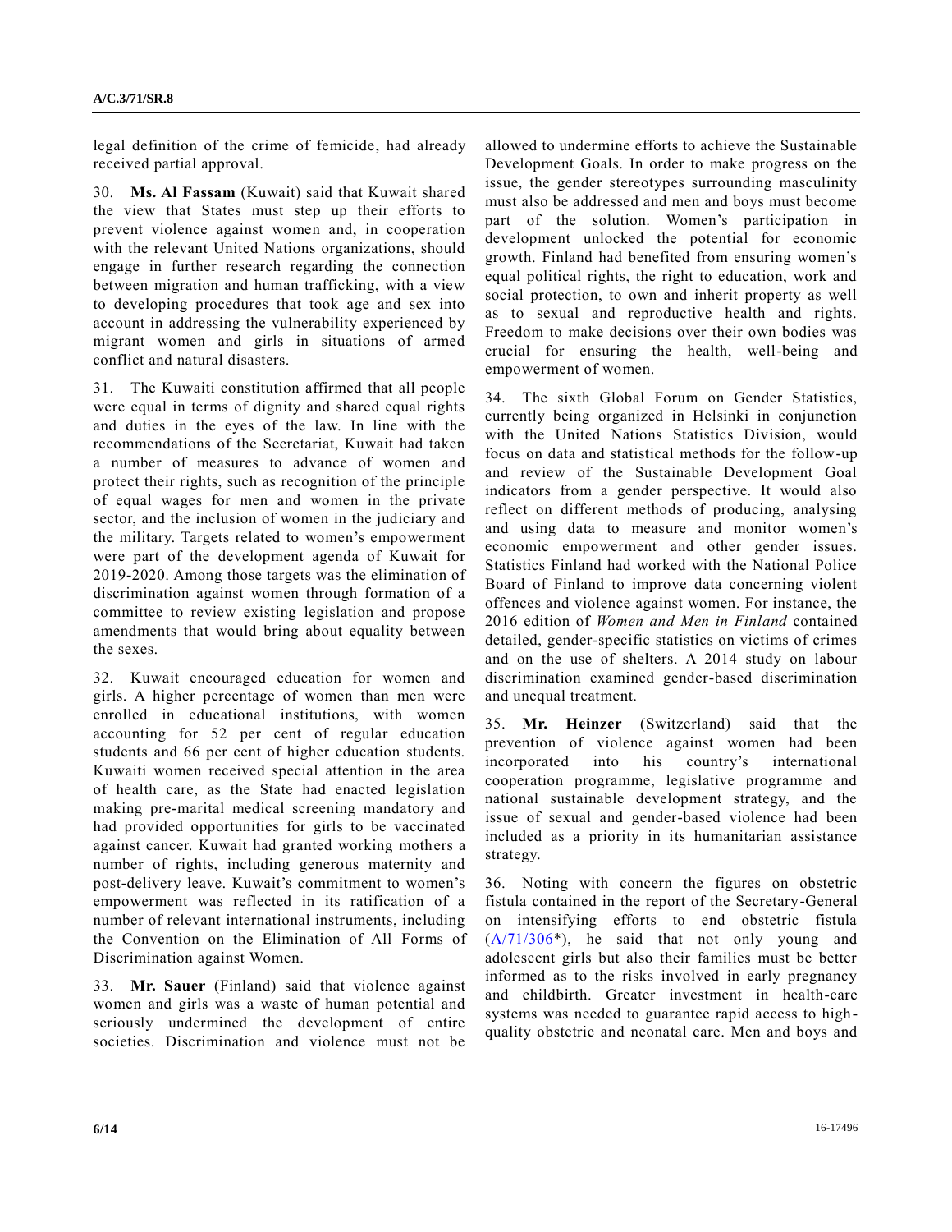legal definition of the crime of femicide, had already received partial approval.

30. **Ms. Al Fassam** (Kuwait) said that Kuwait shared the view that States must step up their efforts to prevent violence against women and, in cooperation with the relevant United Nations organizations, should engage in further research regarding the connection between migration and human trafficking, with a view to developing procedures that took age and sex into account in addressing the vulnerability experienced by migrant women and girls in situations of armed conflict and natural disasters.

31. The Kuwaiti constitution affirmed that all people were equal in terms of dignity and shared equal rights and duties in the eyes of the law. In line with the recommendations of the Secretariat, Kuwait had taken a number of measures to advance of women and protect their rights, such as recognition of the principle of equal wages for men and women in the private sector, and the inclusion of women in the judiciary and the military. Targets related to women's empowerment were part of the development agenda of Kuwait for 2019-2020. Among those targets was the elimination of discrimination against women through formation of a committee to review existing legislation and propose amendments that would bring about equality between the sexes.

32. Kuwait encouraged education for women and girls. A higher percentage of women than men were enrolled in educational institutions, with women accounting for 52 per cent of regular education students and 66 per cent of higher education students. Kuwaiti women received special attention in the area of health care, as the State had enacted legislation making pre-marital medical screening mandatory and had provided opportunities for girls to be vaccinated against cancer. Kuwait had granted working mothers a number of rights, including generous maternity and post-delivery leave. Kuwait's commitment to women's empowerment was reflected in its ratification of a number of relevant international instruments, including the Convention on the Elimination of All Forms of Discrimination against Women.

33. **Mr. Sauer** (Finland) said that violence against women and girls was a waste of human potential and seriously undermined the development of entire societies. Discrimination and violence must not be allowed to undermine efforts to achieve the Sustainable Development Goals. In order to make progress on the issue, the gender stereotypes surrounding masculinity must also be addressed and men and boys must become part of the solution. Women's participation in development unlocked the potential for economic growth. Finland had benefited from ensuring women's equal political rights, the right to education, work and social protection, to own and inherit property as well as to sexual and reproductive health and rights. Freedom to make decisions over their own bodies was crucial for ensuring the health, well-being and empowerment of women.

34. The sixth Global Forum on Gender Statistics, currently being organized in Helsinki in conjunction with the United Nations Statistics Division, would focus on data and statistical methods for the follow-up and review of the Sustainable Development Goal indicators from a gender perspective. It would also reflect on different methods of producing, analysing and using data to measure and monitor women's economic empowerment and other gender issues. Statistics Finland had worked with the National Police Board of Finland to improve data concerning violent offences and violence against women. For instance, the 2016 edition of *Women and Men in Finland* contained detailed, gender-specific statistics on victims of crimes and on the use of shelters. A 2014 study on labour discrimination examined gender-based discrimination and unequal treatment.

35. **Mr. Heinzer** (Switzerland) said that the prevention of violence against women had been incorporated into his country's international cooperation programme, legislative programme and national sustainable development strategy, and the issue of sexual and gender-based violence had been included as a priority in its humanitarian assistance strategy.

36. Noting with concern the figures on obstetric fistula contained in the report of the Secretary-General on intensifying efforts to end obstetric fistula (A/71/306*), he said that not only young and adolescent girls but also their families must be better informed as to the risks involved in early pregnancy and childbirth. Greater investment in health-care systems was needed to guarantee rapid access to high-quality obstetric and neonatal care. Men and boys and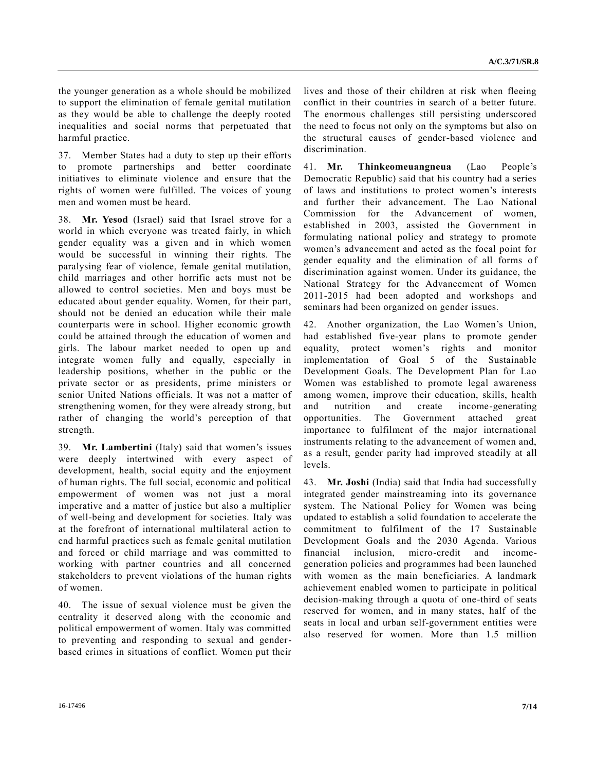the younger generation as a whole should be mobilized to support the elimination of female genital mutilation as they would be able to challenge the deeply rooted inequalities and social norms that perpetuated that harmful practice.

37. Member States had a duty to step up their efforts to promote partnerships and better coordinate initiatives to eliminate violence and ensure that the rights of women were fulfilled. The voices of young men and women must be heard.

38. **Mr. Yesod** (Israel) said that Israel strove for a world in which everyone was treated fairly, in which gender equality was a given and in which women would be successful in winning their rights. The paralysing fear of violence, female genital mutilation, child marriages and other horrific acts must not be allowed to control societies. Men and boys must be educated about gender equality. Women, for their part, should not be denied an education while their male counterparts were in school. Higher economic growth could be attained through the education of women and girls. The labour market needed to open up and integrate women fully and equally, especially in leadership positions, whether in the public or the private sector or as presidents, prime ministers or senior United Nations officials. It was not a matter of strengthening women, for they were already strong, but rather of changing the world's perception of that strength.

39. **Mr. Lambertini** (Italy) said that women's issues were deeply intertwined with every aspect of development, health, social equity and the enjoyment of human rights. The full social, economic and political empowerment of women was not just a moral imperative and a matter of justice but also a multiplier of well-being and development for societies. Italy was at the forefront of international multilateral action to end harmful practices such as female genital mutilation and forced or child marriage and was committed to working with partner countries and all concerned stakeholders to prevent violations of the human rights of women.

40. The issue of sexual violence must be given the centrality it deserved along with the economic and political empowerment of women. Italy was committed to preventing and responding to sexual and gender-based crimes in situations of conflict. Women put their lives and those of their children at risk when fleeing conflict in their countries in search of a better future. The enormous challenges still persisting underscored the need to focus not only on the symptoms but also on the structural causes of gender-based violence and discrimination.

41. **Mr. Thinkeomeuangneua** (Lao People's Democratic Republic) said that his country had a series of laws and institutions to protect women's interests and further their advancement. The Lao National Commission for the Advancement of women, established in 2003, assisted the Government in formulating national policy and strategy to promote women's advancement and acted as the focal point for gender equality and the elimination of all forms of discrimination against women. Under its guidance, the National Strategy for the Advancement of Women 2011-2015 had been adopted and workshops and seminars had been organized on gender issues.

42. Another organization, the Lao Women's Union, had established five-year plans to promote gender equality, protect women's rights and monitor implementation of Goal 5 of the Sustainable Development Goals. The Development Plan for Lao Women was established to promote legal awareness among women, improve their education, skills, health and nutrition and create income-generating opportunities. The Government attached great importance to fulfilment of the major international instruments relating to the advancement of women and, as a result, gender parity had improved steadily at all levels.

43. **Mr. Joshi** (India) said that India had successfully integrated gender mainstreaming into its governance system. The National Policy for Women was being updated to establish a solid foundation to accelerate the commitment to fulfilment of the 17 Sustainable Development Goals and the 2030 Agenda. Various financial inclusion, micro-credit and income-generation policies and programmes had been launched with women as the main beneficiaries. A landmark achievement enabled women to participate in political decision-making through a quota of one-third of seats reserved for women, and in many states, half of the seats in local and urban self-government entities were also reserved for women. More than 1.5 million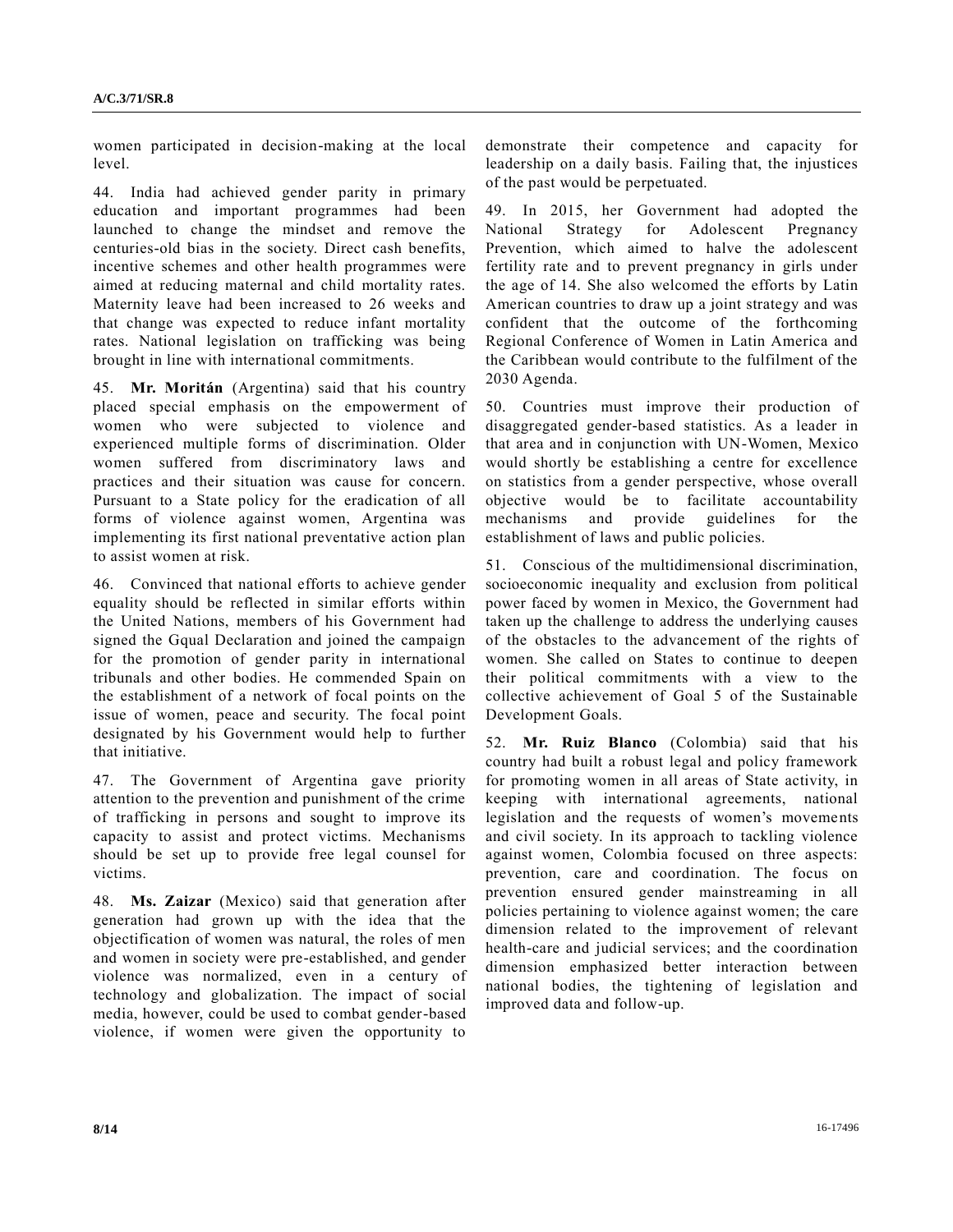women participated in decision-making at the local level.

44. India had achieved gender parity in primary education and important programmes had been launched to change the mindset and remove the centuries-old bias in the society. Direct cash benefits, incentive schemes and other health programmes were aimed at reducing maternal and child mortality rates. Maternity leave had been increased to 26 weeks and that change was expected to reduce infant mortality rates. National legislation on trafficking was being brought in line with international commitments.

45. **Mr. Moritán** (Argentina) said that his country placed special emphasis on the empowerment of women who were subjected to violence and experienced multiple forms of discrimination. Older women suffered from discriminatory laws and practices and their situation was cause for concern. Pursuant to a State policy for the eradication of all forms of violence against women, Argentina was implementing its first national preventative action plan to assist women at risk.

46. Convinced that national efforts to achieve gender equality should be reflected in similar efforts within the United Nations, members of his Government had signed the Gqual Declaration and joined the campaign for the promotion of gender parity in international tribunals and other bodies. He commended Spain on the establishment of a network of focal points on the issue of women, peace and security. The focal point designated by his Government would help to further that initiative.

47. The Government of Argentina gave priority attention to the prevention and punishment of the crime of trafficking in persons and sought to improve its capacity to assist and protect victims. Mechanisms should be set up to provide free legal counsel for victims.

48. **Ms. Zaizar** (Mexico) said that generation after generation had grown up with the idea that the objectification of women was natural, the roles of men and women in society were pre-established, and gender violence was normalized, even in a century of technology and globalization. The impact of social media, however, could be used to combat gender-based violence, if women were given the opportunity to demonstrate their competence and capacity for leadership on a daily basis. Failing that, the injustices of the past would be perpetuated.

49. In 2015, her Government had adopted the National Strategy for Adolescent Pregnancy Prevention, which aimed to halve the adolescent fertility rate and to prevent pregnancy in girls under the age of 14. She also welcomed the efforts by Latin American countries to draw up a joint strategy and was confident that the outcome of the forthcoming Regional Conference of Women in Latin America and the Caribbean would contribute to the fulfilment of the 2030 Agenda.

50. Countries must improve their production of disaggregated gender-based statistics. As a leader in that area and in conjunction with UN-Women, Mexico would shortly be establishing a centre for excellence on statistics from a gender perspective, whose overall objective would be to facilitate accountability mechanisms and provide guidelines for the establishment of laws and public policies.

51. Conscious of the multidimensional discrimination, socioeconomic inequality and exclusion from political power faced by women in Mexico, the Government had taken up the challenge to address the underlying causes of the obstacles to the advancement of the rights of women. She called on States to continue to deepen their political commitments with a view to the collective achievement of Goal 5 of the Sustainable Development Goals.

52. **Mr. Ruiz Blanco** (Colombia) said that his country had built a robust legal and policy framework for promoting women in all areas of State activity, in keeping with international agreements, national legislation and the requests of women's movements and civil society. In its approach to tackling violence against women, Colombia focused on three aspects: prevention, care and coordination. The focus on prevention ensured gender mainstreaming in all policies pertaining to violence against women; the care dimension related to the improvement of relevant health-care and judicial services; and the coordination dimension emphasized better interaction between national bodies, the tightening of legislation and improved data and follow-up.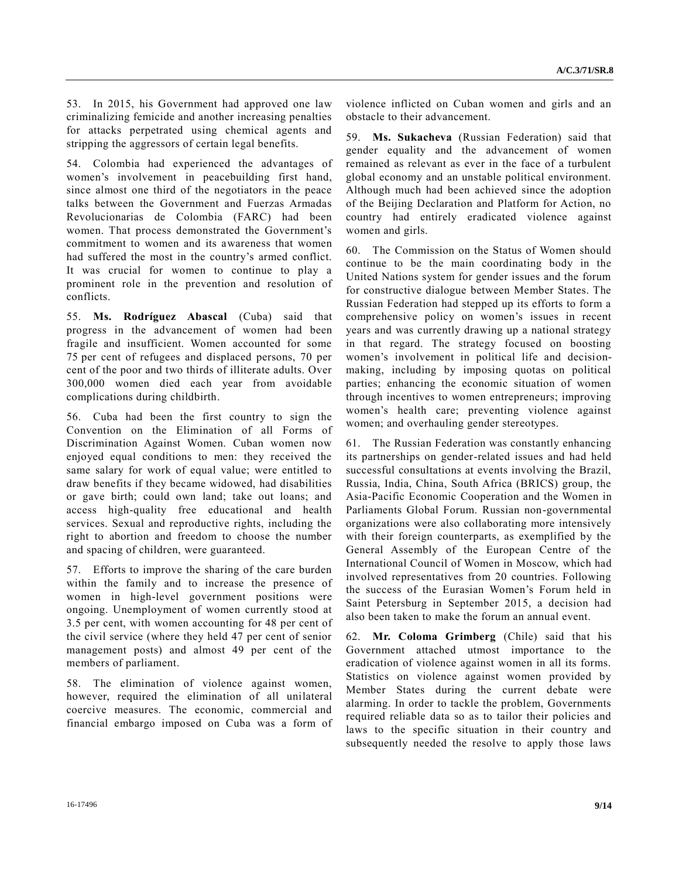53. In 2015, his Government had approved one law criminalizing femicide and another increasing penalties for attacks perpetrated using chemical agents and stripping the aggressors of certain legal benefits.

54. Colombia had experienced the advantages of women's involvement in peacebuilding first hand, since almost one third of the negotiators in the peace talks between the Government and Fuerzas Armadas Revolucionarias de Colombia (FARC) had been women. That process demonstrated the Government's commitment to women and its awareness that women had suffered the most in the country's armed conflict. It was crucial for women to continue to play a prominent role in the prevention and resolution of conflicts.

55. **Ms. Rodríguez Abascal** (Cuba) said that progress in the advancement of women had been fragile and insufficient. Women accounted for some 75 per cent of refugees and displaced persons, 70 per cent of the poor and two thirds of illiterate adults. Over 300,000 women died each year from avoidable complications during childbirth.

56. Cuba had been the first country to sign the Convention on the Elimination of all Forms of Discrimination Against Women. Cuban women now enjoyed equal conditions to men: they received the same salary for work of equal value; were entitled to draw benefits if they became widowed, had disabilities or gave birth; could own land; take out loans; and access high-quality free educational and health services. Sexual and reproductive rights, including the right to abortion and freedom to choose the number and spacing of children, were guaranteed.

57. Efforts to improve the sharing of the care burden within the family and to increase the presence of women in high-level government positions were ongoing. Unemployment of women currently stood at 3.5 per cent, with women accounting for 48 per cent of the civil service (where they held 47 per cent of senior management posts) and almost 49 per cent of the members of parliament.

58. The elimination of violence against women, however, required the elimination of all unilateral coercive measures. The economic, commercial and financial embargo imposed on Cuba was a form of violence inflicted on Cuban women and girls and an obstacle to their advancement.

59. **Ms. Sukacheva** (Russian Federation) said that gender equality and the advancement of women remained as relevant as ever in the face of a turbulent global economy and an unstable political environment. Although much had been achieved since the adoption of the Beijing Declaration and Platform for Action, no country had entirely eradicated violence against women and girls.

60. The Commission on the Status of Women should continue to be the main coordinating body in the United Nations system for gender issues and the forum for constructive dialogue between Member States. The Russian Federation had stepped up its efforts to form a comprehensive policy on women's issues in recent years and was currently drawing up a national strategy in that regard. The strategy focused on boosting women's involvement in political life and decision-making, including by imposing quotas on political parties; enhancing the economic situation of women through incentives to women entrepreneurs; improving women's health care; preventing violence against women; and overhauling gender stereotypes.

61. The Russian Federation was constantly enhancing its partnerships on gender-related issues and had held successful consultations at events involving the Brazil, Russia, India, China, South Africa (BRICS) group, the Asia-Pacific Economic Cooperation and the Women in Parliaments Global Forum. Russian non-governmental organizations were also collaborating more intensively with their foreign counterparts, as exemplified by the General Assembly of the European Centre of the International Council of Women in Moscow, which had involved representatives from 20 countries. Following the success of the Eurasian Women's Forum held in Saint Petersburg in September 2015, a decision had also been taken to make the forum an annual event.

62. **Mr. Coloma Grimberg** (Chile) said that his Government attached utmost importance to the eradication of violence against women in all its forms. Statistics on violence against women provided by Member States during the current debate were alarming. In order to tackle the problem, Governments required reliable data so as to tailor their policies and laws to the specific situation in their country and subsequently needed the resolve to apply those laws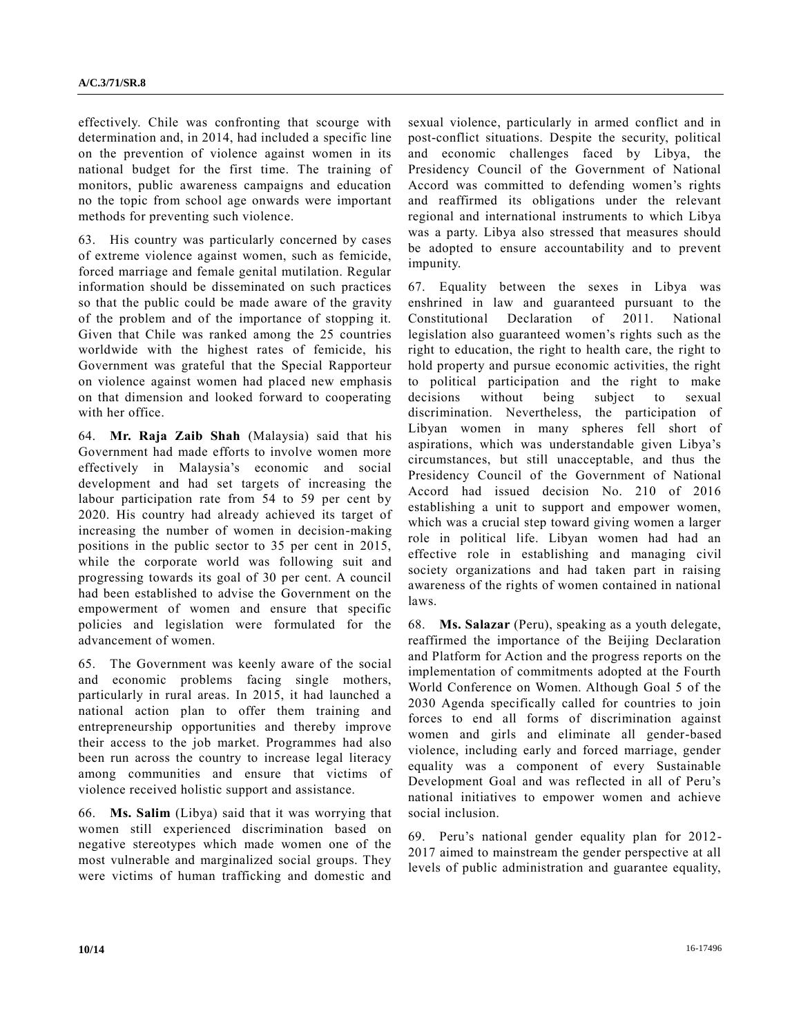effectively. Chile was confronting that scourge with determination and, in 2014, had included a specific line on the prevention of violence against women in its national budget for the first time. The training of monitors, public awareness campaigns and education no the topic from school age onwards were important methods for preventing such violence.

63. His country was particularly concerned by cases of extreme violence against women, such as femicide, forced marriage and female genital mutilation. Regular information should be disseminated on such practices so that the public could be made aware of the gravity of the problem and of the importance of stopping it. Given that Chile was ranked among the 25 countries worldwide with the highest rates of femicide, his Government was grateful that the Special Rapporteur on violence against women had placed new emphasis on that dimension and looked forward to cooperating with her office.

64. **Mr. Raja Zaib Shah** (Malaysia) said that his Government had made efforts to involve women more effectively in Malaysia's economic and social development and had set targets of increasing the labour participation rate from 54 to 59 per cent by 2020. His country had already achieved its target of increasing the number of women in decision-making positions in the public sector to 35 per cent in 2015, while the corporate world was following suit and progressing towards its goal of 30 per cent. A council had been established to advise the Government on the empowerment of women and ensure that specific policies and legislation were formulated for the advancement of women.

65. The Government was keenly aware of the social and economic problems facing single mothers, particularly in rural areas. In 2015, it had launched a national action plan to offer them training and entrepreneurship opportunities and thereby improve their access to the job market. Programmes had also been run across the country to increase legal literacy among communities and ensure that victims of violence received holistic support and assistance.

66. **Ms. Salim** (Libya) said that it was worrying that women still experienced discrimination based on negative stereotypes which made women one of the most vulnerable and marginalized social groups. They were victims of human trafficking and domestic and sexual violence, particularly in armed conflict and in post-conflict situations. Despite the security, political and economic challenges faced by Libya, the Presidency Council of the Government of National Accord was committed to defending women's rights and reaffirmed its obligations under the relevant regional and international instruments to which Libya was a party. Libya also stressed that measures should be adopted to ensure accountability and to prevent impunity.

67. Equality between the sexes in Libya was enshrined in law and guaranteed pursuant to the Constitutional Declaration of 2011. National legislation also guaranteed women's rights such as the right to education, the right to health care, the right to hold property and pursue economic activities, the right to political participation and the right to make decisions without being subject to sexual discrimination. Nevertheless, the participation of Libyan women in many spheres fell short of aspirations, which was understandable given Libya's circumstances, but still unacceptable, and thus the Presidency Council of the Government of National Accord had issued decision No. 210 of 2016 establishing a unit to support and empower women, which was a crucial step toward giving women a larger role in political life. Libyan women had had an effective role in establishing and managing civil society organizations and had taken part in raising awareness of the rights of women contained in national laws.

68. **Ms. Salazar** (Peru), speaking as a youth delegate, reaffirmed the importance of the Beijing Declaration and Platform for Action and the progress reports on the implementation of commitments adopted at the Fourth World Conference on Women. Although Goal 5 of the 2030 Agenda specifically called for countries to join forces to end all forms of discrimination against women and girls and eliminate all gender-based violence, including early and forced marriage, gender equality was a component of every Sustainable Development Goal and was reflected in all of Peru's national initiatives to empower women and achieve social inclusion.

69. Peru's national gender equality plan for 2012-2017 aimed to mainstream the gender perspective at all levels of public administration and guarantee equality,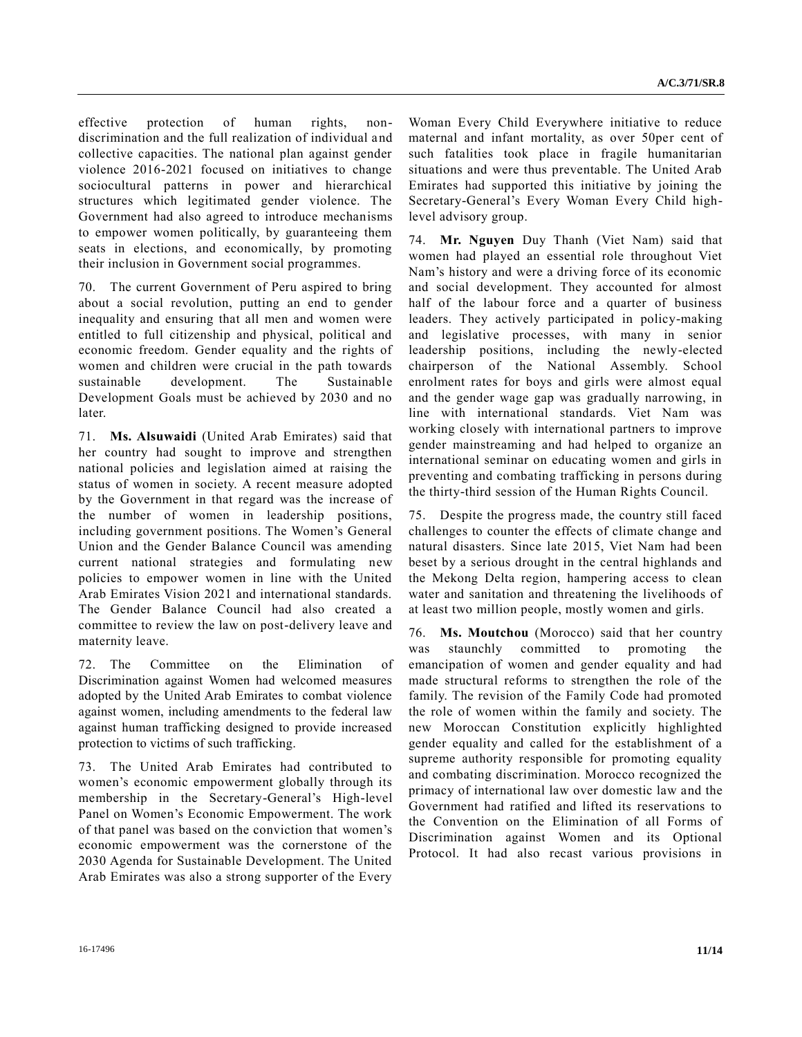effective protection of human rights, non-discrimination and the full realization of individual and collective capacities. The national plan against gender violence 2016-2021 focused on initiatives to change sociocultural patterns in power and hierarchical structures which legitimated gender violence. The Government had also agreed to introduce mechanisms to empower women politically, by guaranteeing them seats in elections, and economically, by promoting their inclusion in Government social programmes.

70. The current Government of Peru aspired to bring about a social revolution, putting an end to gender inequality and ensuring that all men and women were entitled to full citizenship and physical, political and economic freedom. Gender equality and the rights of women and children were crucial in the path towards sustainable development. The Sustainable Development Goals must be achieved by 2030 and no later.

71. **Ms. Alsuwaidi** (United Arab Emirates) said that her country had sought to improve and strengthen national policies and legislation aimed at raising the status of women in society. A recent measure adopted by the Government in that regard was the increase of the number of women in leadership positions, including government positions. The Women's General Union and the Gender Balance Council was amending current national strategies and formulating new policies to empower women in line with the United Arab Emirates Vision 2021 and international standards. The Gender Balance Council had also created a committee to review the law on post-delivery leave and maternity leave.

72. The Committee on the Elimination of Discrimination against Women had welcomed measures adopted by the United Arab Emirates to combat violence against women, including amendments to the federal law against human trafficking designed to provide increased protection to victims of such trafficking.

73. The United Arab Emirates had contributed to women's economic empowerment globally through its membership in the Secretary-General's High-level Panel on Women's Economic Empowerment. The work of that panel was based on the conviction that women's economic empowerment was the cornerstone of the 2030 Agenda for Sustainable Development. The United Arab Emirates was also a strong supporter of the Every Woman Every Child Everywhere initiative to reduce maternal and infant mortality, as over 50per cent of such fatalities took place in fragile humanitarian situations and were thus preventable. The United Arab Emirates had supported this initiative by joining the Secretary-General's Every Woman Every Child high-level advisory group.

74. **Mr. Nguyen** Duy Thanh (Viet Nam) said that women had played an essential role throughout Viet Nam's history and were a driving force of its economic and social development. They accounted for almost half of the labour force and a quarter of business leaders. They actively participated in policy-making and legislative processes, with many in senior leadership positions, including the newly-elected chairperson of the National Assembly. School enrolment rates for boys and girls were almost equal and the gender wage gap was gradually narrowing, in line with international standards. Viet Nam was working closely with international partners to improve gender mainstreaming and had helped to organize an international seminar on educating women and girls in preventing and combating trafficking in persons during the thirty-third session of the Human Rights Council.

75. Despite the progress made, the country still faced challenges to counter the effects of climate change and natural disasters. Since late 2015, Viet Nam had been beset by a serious drought in the central highlands and the Mekong Delta region, hampering access to clean water and sanitation and threatening the livelihoods of at least two million people, mostly women and girls.

76. **Ms. Moutchou** (Morocco) said that her country was staunchly committed to promoting the emancipation of women and gender equality and had made structural reforms to strengthen the role of the family. The revision of the Family Code had promoted the role of women within the family and society. The new Moroccan Constitution explicitly highlighted gender equality and called for the establishment of a supreme authority responsible for promoting equality and combating discrimination. Morocco recognized the primacy of international law over domestic law and the Government had ratified and lifted its reservations to the Convention on the Elimination of all Forms of Discrimination against Women and its Optional Protocol. It had also recast various provisions in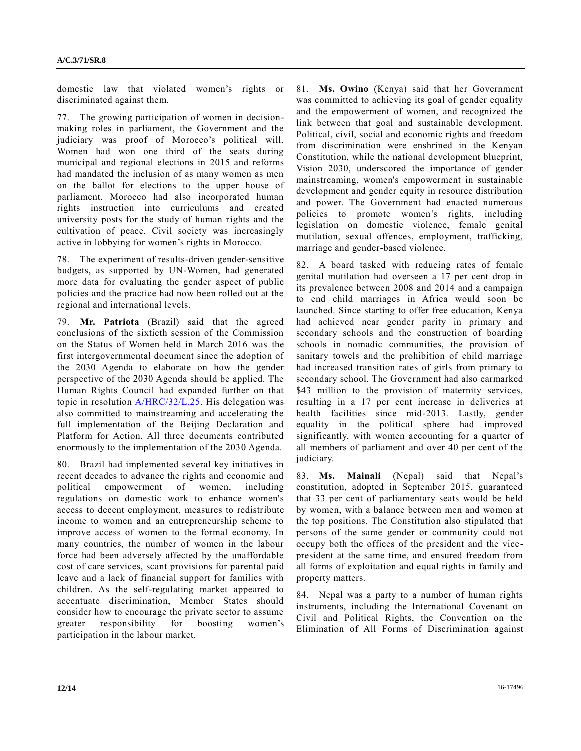domestic law that violated women's rights or discriminated against them.

77. The growing participation of women in decision-making roles in parliament, the Government and the judiciary was proof of Morocco's political will. Women had won one third of the seats during municipal and regional elections in 2015 and reforms had mandated the inclusion of as many women as men on the ballot for elections to the upper house of parliament. Morocco had also incorporated human rights instruction into curriculums and created university posts for the study of human rights and the cultivation of peace. Civil society was increasingly active in lobbying for women's rights in Morocco.

78. The experiment of results-driven gender-sensitive budgets, as supported by UN-Women, had generated more data for evaluating the gender aspect of public policies and the practice had now been rolled out at the regional and international levels.

79. **Mr. Patriota** (Brazil) said that the agreed conclusions of the sixtieth session of the Commission on the Status of Women held in March 2016 was the first intergovernmental document since the adoption of the 2030 Agenda to elaborate on how the gender perspective of the 2030 Agenda should be applied. The Human Rights Council had expanded further on that topic in resolution A/HRC/32/L.25. His delegation was also committed to mainstreaming and accelerating the full implementation of the Beijing Declaration and Platform for Action. All three documents contributed enormously to the implementation of the 2030 Agenda.

80. Brazil had implemented several key initiatives in recent decades to advance the rights and economic and political empowerment of women, including regulations on domestic work to enhance women's access to decent employment, measures to redistribute income to women and an entrepreneurship scheme to improve access of women to the formal economy. In many countries, the number of women in the labour force had been adversely affected by the unaffordable cost of care services, scant provisions for parental paid leave and a lack of financial support for families with children. As the self-regulating market appeared to accentuate discrimination, Member States should consider how to encourage the private sector to assume greater responsibility for boosting women's participation in the labour market.

81. **Ms. Owino** (Kenya) said that her Government was committed to achieving its goal of gender equality and the empowerment of women, and recognized the link between that goal and sustainable development. Political, civil, social and economic rights and freedom from discrimination were enshrined in the Kenyan Constitution, while the national development blueprint, Vision 2030, underscored the importance of gender mainstreaming, women's empowerment in sustainable development and gender equity in resource distribution and power. The Government had enacted numerous policies to promote women's rights, including legislation on domestic violence, female genital mutilation, sexual offences, employment, trafficking, marriage and gender-based violence.

82. A board tasked with reducing rates of female genital mutilation had overseen a 17 per cent drop in its prevalence between 2008 and 2014 and a campaign to end child marriages in Africa would soon be launched. Since starting to offer free education, Kenya had achieved near gender parity in primary and secondary schools and the construction of boarding schools in nomadic communities, the provision of sanitary towels and the prohibition of child marriage had increased transition rates of girls from primary to secondary school. The Government had also earmarked $43 million to the provision of maternity services, resulting in a 17 per cent increase in deliveries at health facilities since mid-2013. Lastly, gender equality in the political sphere had improved significantly, with women accounting for a quarter of all members of parliament and over 40 per cent of the judiciary.

83. **Ms. Mainali** (Nepal) said that Nepal's constitution, adopted in September 2015, guaranteed that 33 per cent of parliamentary seats would be held by women, with a balance between men and women at the top positions. The Constitution also stipulated that persons of the same gender or community could not occupy both the offices of the president and the vice-president at the same time, and ensured freedom from all forms of exploitation and equal rights in family and property matters.

84. Nepal was a party to a number of human rights instruments, including the International Covenant on Civil and Political Rights, the Convention on the Elimination of All Forms of Discrimination against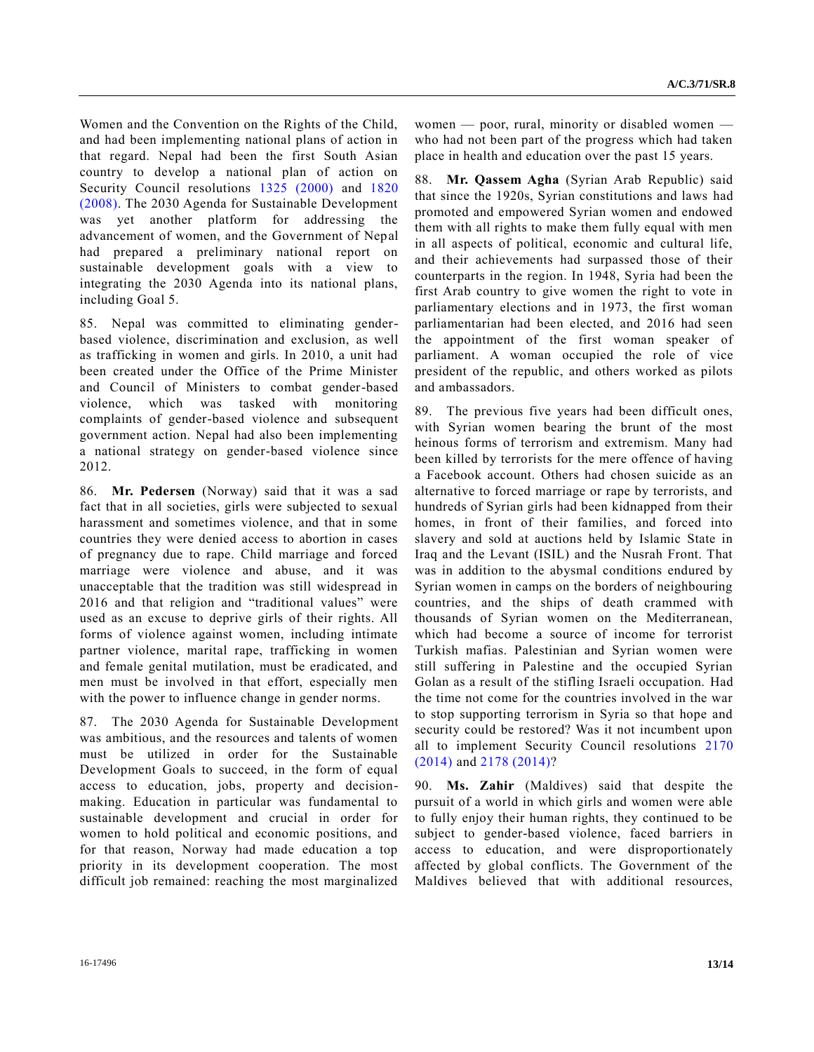Women and the Convention on the Rights of the Child, and had been implementing national plans of action in that regard. Nepal had been the first South Asian country to develop a national plan of action on Security Council resolutions 1325 (2000) and 1820 (2008). The 2030 Agenda for Sustainable Development was yet another platform for addressing the advancement of women, and the Government of Nepal had prepared a preliminary national report on sustainable development goals with a view to integrating the 2030 Agenda into its national plans, including Goal 5.

85. Nepal was committed to eliminating gender-based violence, discrimination and exclusion, as well as trafficking in women and girls. In 2010, a unit had been created under the Office of the Prime Minister and Council of Ministers to combat gender-based violence, which was tasked with monitoring complaints of gender-based violence and subsequent government action. Nepal had also been implementing a national strategy on gender-based violence since 2012.

86. **Mr. Pedersen** (Norway) said that it was a sad fact that in all societies, girls were subjected to sexual harassment and sometimes violence, and that in some countries they were denied access to abortion in cases of pregnancy due to rape. Child marriage and forced marriage were violence and abuse, and it was unacceptable that the tradition was still widespread in 2016 and that religion and "traditional values" were used as an excuse to deprive girls of their rights. All forms of violence against women, including intimate partner violence, marital rape, trafficking in women and female genital mutilation, must be eradicated, and men must be involved in that effort, especially men with the power to influence change in gender norms.

87. The 2030 Agenda for Sustainable Development was ambitious, and the resources and talents of women must be utilized in order for the Sustainable Development Goals to succeed, in the form of equal access to education, jobs, property and decision-making. Education in particular was fundamental to sustainable development and crucial in order for women to hold political and economic positions, and for that reason, Norway had made education a top priority in its development cooperation. The most difficult job remained: reaching the most marginalized women — poor, rural, minority or disabled women — who had not been part of the progress which had taken place in health and education over the past 15 years.

88. **Mr. Qassem Agha** (Syrian Arab Republic) said that since the 1920s, Syrian constitutions and laws had promoted and empowered Syrian women and endowed them with all rights to make them fully equal with men in all aspects of political, economic and cultural life, and their achievements had surpassed those of their counterparts in the region. In 1948, Syria had been the first Arab country to give women the right to vote in parliamentary elections and in 1973, the first woman parliamentarian had been elected, and 2016 had seen the appointment of the first woman speaker of parliament. A woman occupied the role of vice president of the republic, and others worked as pilots and ambassadors.

89. The previous five years had been difficult ones, with Syrian women bearing the brunt of the most heinous forms of terrorism and extremism. Many had been killed by terrorists for the mere offence of having a Facebook account. Others had chosen suicide as an alternative to forced marriage or rape by terrorists, and hundreds of Syrian girls had been kidnapped from their homes, in front of their families, and forced into slavery and sold at auctions held by Islamic State in Iraq and the Levant (ISIL) and the Nusrah Front. That was in addition to the abysmal conditions endured by Syrian women in camps on the borders of neighbouring countries, and the ships of death crammed with thousands of Syrian women on the Mediterranean, which had become a source of income for terrorist Turkish mafias. Palestinian and Syrian women were still suffering in Palestine and the occupied Syrian Golan as a result of the stifling Israeli occupation. Had the time not come for the countries involved in the war to stop supporting terrorism in Syria so that hope and security could be restored? Was it not incumbent upon all to implement Security Council resolutions 2170 (2014) and 2178 (2014)?

90. **Ms. Zahir** (Maldives) said that despite the pursuit of a world in which girls and women were able to fully enjoy their human rights, they continued to be subject to gender-based violence, faced barriers in access to education, and were disproportionately affected by global conflicts. The Government of the Maldives believed that with additional resources,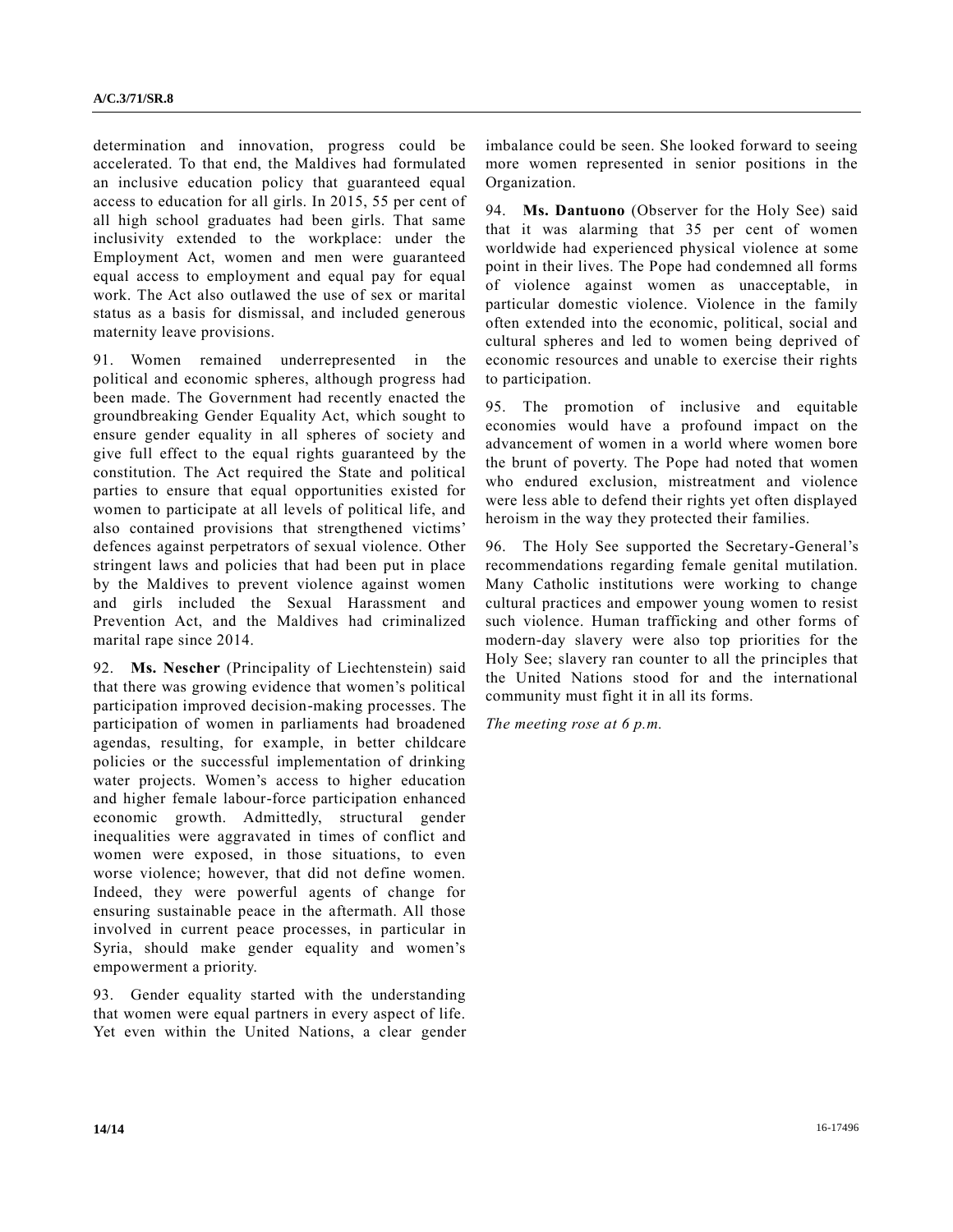determination and innovation, progress could be accelerated. To that end, the Maldives had formulated an inclusive education policy that guaranteed equal access to education for all girls. In 2015, 55 per cent of all high school graduates had been girls. That same inclusivity extended to the workplace: under the Employment Act, women and men were guaranteed equal access to employment and equal pay for equal work. The Act also outlawed the use of sex or marital status as a basis for dismissal, and included generous maternity leave provisions.

91. Women remained underrepresented in the political and economic spheres, although progress had been made. The Government had recently enacted the groundbreaking Gender Equality Act, which sought to ensure gender equality in all spheres of society and give full effect to the equal rights guaranteed by the constitution. The Act required the State and political parties to ensure that equal opportunities existed for women to participate at all levels of political life, and also contained provisions that strengthened victims' defences against perpetrators of sexual violence. Other stringent laws and policies that had been put in place by the Maldives to prevent violence against women and girls included the Sexual Harassment and Prevention Act, and the Maldives had criminalized marital rape since 2014.

92. **Ms. Nescher** (Principality of Liechtenstein) said that there was growing evidence that women's political participation improved decision-making processes. The participation of women in parliaments had broadened agendas, resulting, for example, in better childcare policies or the successful implementation of drinking water projects. Women's access to higher education and higher female labour-force participation enhanced economic growth. Admittedly, structural gender inequalities were aggravated in times of conflict and women were exposed, in those situations, to even worse violence; however, that did not define women. Indeed, they were powerful agents of change for ensuring sustainable peace in the aftermath. All those involved in current peace processes, in particular in Syria, should make gender equality and women's empowerment a priority.

93. Gender equality started with the understanding that women were equal partners in every aspect of life. Yet even within the United Nations, a clear gender imbalance could be seen. She looked forward to seeing more women represented in senior positions in the Organization.

94. **Ms. Dantuono** (Observer for the Holy See) said that it was alarming that 35 per cent of women worldwide had experienced physical violence at some point in their lives. The Pope had condemned all forms of violence against women as unacceptable, in particular domestic violence. Violence in the family often extended into the economic, political, social and cultural spheres and led to women being deprived of economic resources and unable to exercise their rights to participation.

95. The promotion of inclusive and equitable economies would have a profound impact on the advancement of women in a world where women bore the brunt of poverty. The Pope had noted that women who endured exclusion, mistreatment and violence were less able to defend their rights yet often displayed heroism in the way they protected their families.

96. The Holy See supported the Secretary-General's recommendations regarding female genital mutilation. Many Catholic institutions were working to change cultural practices and empower young women to resist such violence. Human trafficking and other forms of modern-day slavery were also top priorities for the Holy See; slavery ran counter to all the principles that the United Nations stood for and the international community must fight it in all its forms.

*The meeting rose at 6 p.m.*